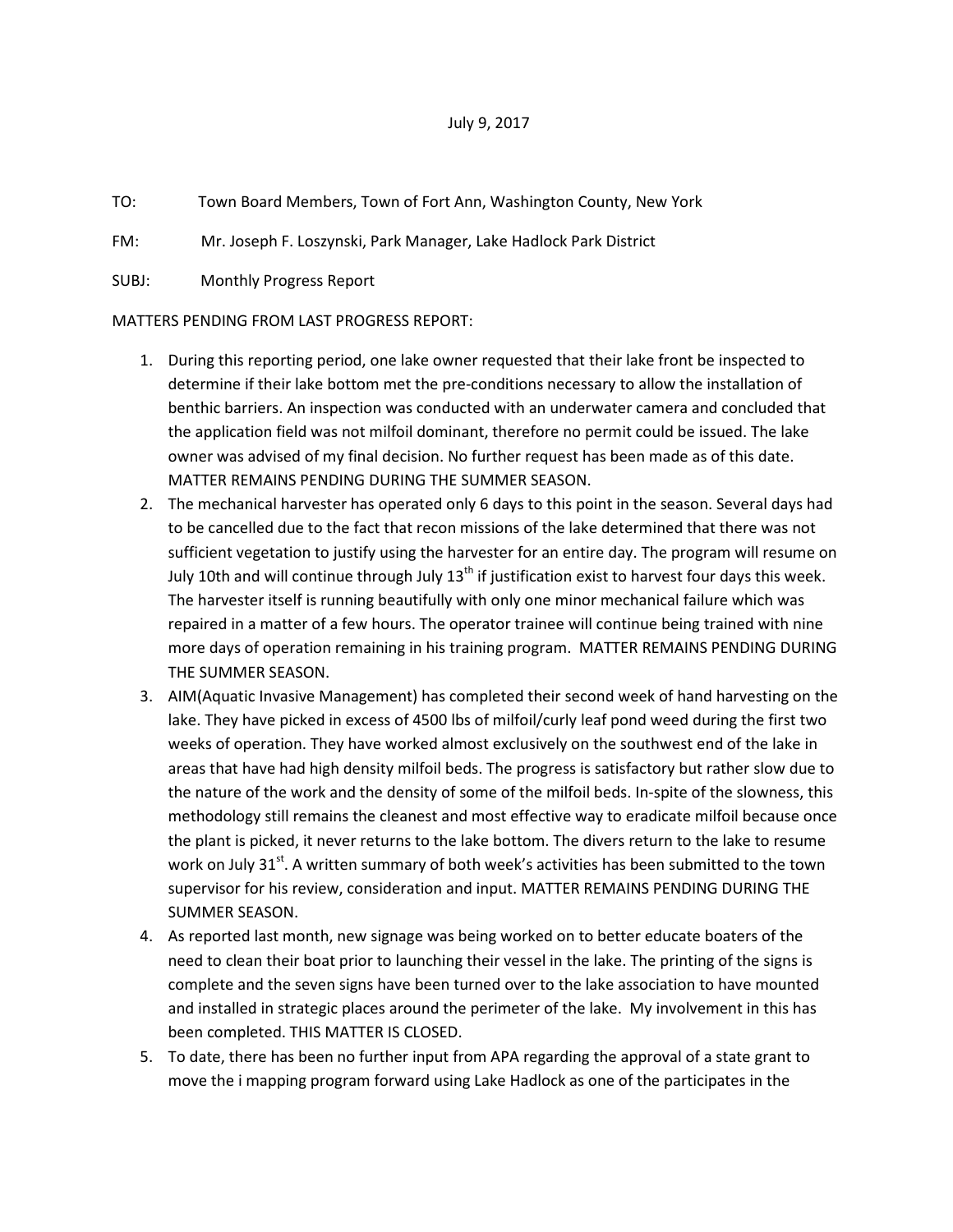July 9, 2017

TO: Town Board Members, Town of Fort Ann, Washington County, New York

FM: Mr. Joseph F. Loszynski, Park Manager, Lake Hadlock Park District

SUBJ: Monthly Progress Report

MATTERS PENDING FROM LAST PROGRESS REPORT:

1. During this reporting period, one lake owner requested that their lake front be inspected to determine if their lake bottom met the pre-conditions necessary to allow the installation of benthic barriers. An inspection was conducted with an underwater camera and concluded that the application field was not milfoil dominant, therefore no permit could be issued. The lake owner was advised of my final decision. No further request has been made as of this date. MATTER REMAINS PENDING DURING THE SUMMER SEASON.
2. The mechanical harvester has operated only 6 days to this point in the season. Several days had to be cancelled due to the fact that recon missions of the lake determined that there was not sufficient vegetation to justify using the harvester for an entire day. The program will resume on July 10th and will continue through July 13th if justification exist to harvest four days this week. The harvester itself is running beautifully with only one minor mechanical failure which was repaired in a matter of a few hours. The operator trainee will continue being trained with nine more days of operation remaining in his training program. MATTER REMAINS PENDING DURING THE SUMMER SEASON.
3. AIM(Aquatic Invasive Management) has completed their second week of hand harvesting on the lake. They have picked in excess of 4500 lbs of milfoil/curly leaf pond weed during the first two weeks of operation. They have worked almost exclusively on the southwest end of the lake in areas that have had high density milfoil beds. The progress is satisfactory but rather slow due to the nature of the work and the density of some of the milfoil beds. In-spite of the slowness, this methodology still remains the cleanest and most effective way to eradicate milfoil because once the plant is picked, it never returns to the lake bottom. The divers return to the lake to resume work on July 31st. A written summary of both week's activities has been submitted to the town supervisor for his review, consideration and input. MATTER REMAINS PENDING DURING THE SUMMER SEASON.
4. As reported last month, new signage was being worked on to better educate boaters of the need to clean their boat prior to launching their vessel in the lake. The printing of the signs is complete and the seven signs have been turned over to the lake association to have mounted and installed in strategic places around the perimeter of the lake. My involvement in this has been completed. THIS MATTER IS CLOSED.
5. To date, there has been no further input from APA regarding the approval of a state grant to move the i mapping program forward using Lake Hadlock as one of the participates in the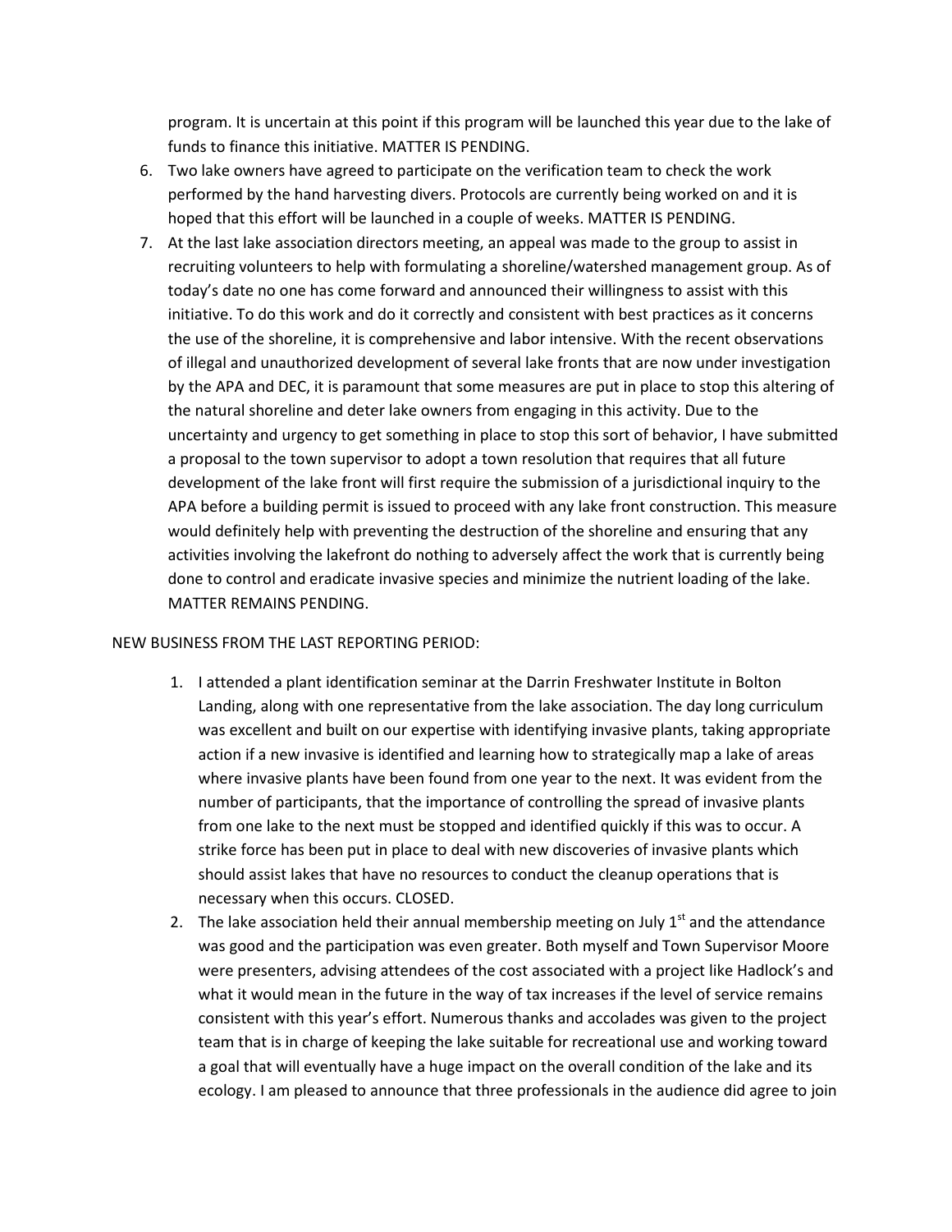program. It is uncertain at this point if this program will be launched this year due to the lake of funds to finance this initiative. MATTER IS PENDING.

6. Two lake owners have agreed to participate on the verification team to check the work performed by the hand harvesting divers. Protocols are currently being worked on and it is hoped that this effort will be launched in a couple of weeks. MATTER IS PENDING.
7. At the last lake association directors meeting, an appeal was made to the group to assist in recruiting volunteers to help with formulating a shoreline/watershed management group. As of today's date no one has come forward and announced their willingness to assist with this initiative. To do this work and do it correctly and consistent with best practices as it concerns the use of the shoreline, it is comprehensive and labor intensive. With the recent observations of illegal and unauthorized development of several lake fronts that are now under investigation by the APA and DEC, it is paramount that some measures are put in place to stop this altering of the natural shoreline and deter lake owners from engaging in this activity. Due to the uncertainty and urgency to get something in place to stop this sort of behavior, I have submitted a proposal to the town supervisor to adopt a town resolution that requires that all future development of the lake front will first require the submission of a jurisdictional inquiry to the APA before a building permit is issued to proceed with any lake front construction. This measure would definitely help with preventing the destruction of the shoreline and ensuring that any activities involving the lakefront do nothing to adversely affect the work that is currently being done to control and eradicate invasive species and minimize the nutrient loading of the lake. MATTER REMAINS PENDING.

NEW BUSINESS FROM THE LAST REPORTING PERIOD:

1. I attended a plant identification seminar at the Darrin Freshwater Institute in Bolton Landing, along with one representative from the lake association. The day long curriculum was excellent and built on our expertise with identifying invasive plants, taking appropriate action if a new invasive is identified and learning how to strategically map a lake of areas where invasive plants have been found from one year to the next. It was evident from the number of participants, that the importance of controlling the spread of invasive plants from one lake to the next must be stopped and identified quickly if this was to occur. A strike force has been put in place to deal with new discoveries of invasive plants which should assist lakes that have no resources to conduct the cleanup operations that is necessary when this occurs. CLOSED.
2. The lake association held their annual membership meeting on July 1st and the attendance was good and the participation was even greater. Both myself and Town Supervisor Moore were presenters, advising attendees of the cost associated with a project like Hadlock's and what it would mean in the future in the way of tax increases if the level of service remains consistent with this year's effort. Numerous thanks and accolades was given to the project team that is in charge of keeping the lake suitable for recreational use and working toward a goal that will eventually have a huge impact on the overall condition of the lake and its ecology. I am pleased to announce that three professionals in the audience did agree to join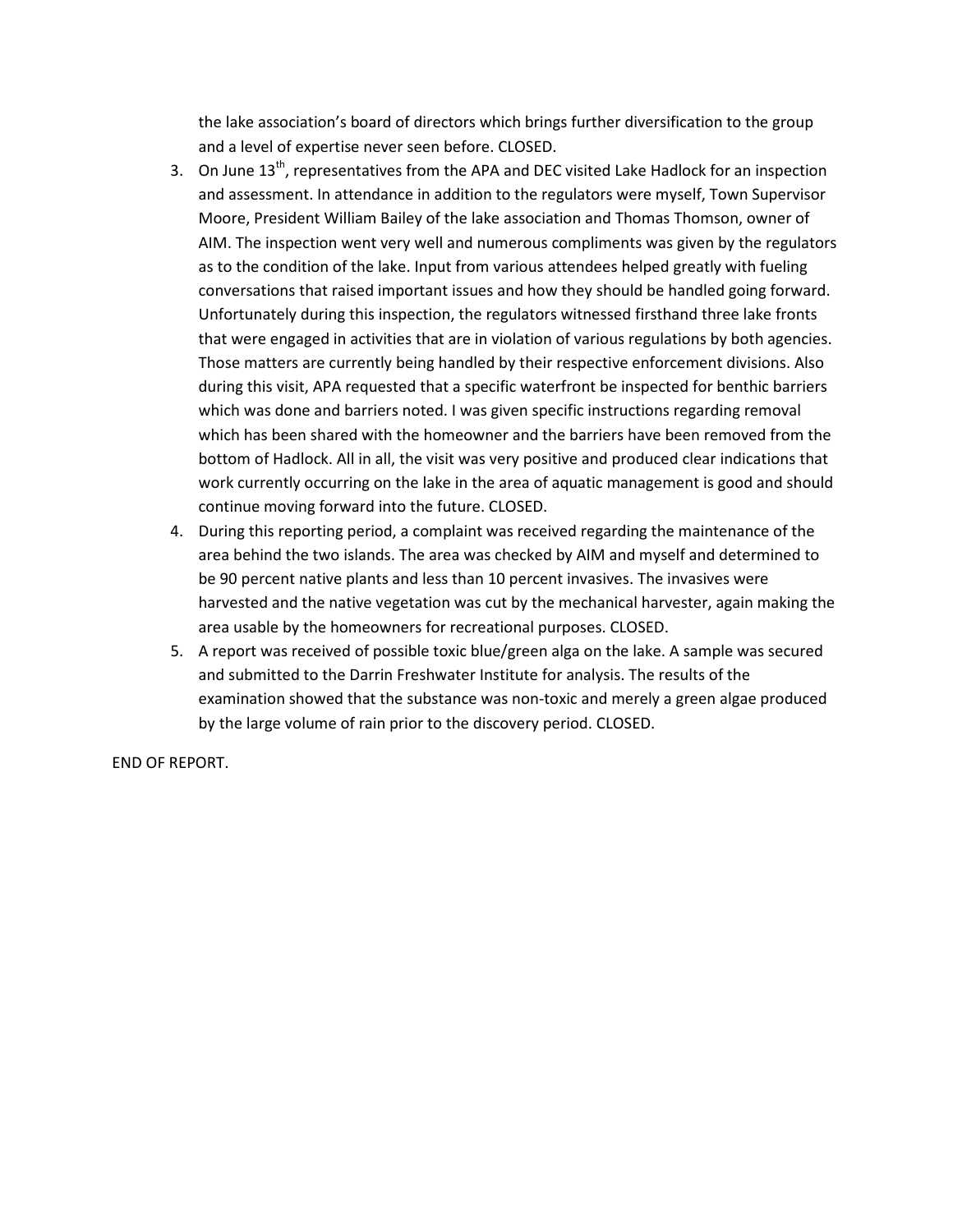the lake association's board of directors which brings further diversification to the group and a level of expertise never seen before. CLOSED.

3. On June 13th, representatives from the APA and DEC visited Lake Hadlock for an inspection and assessment. In attendance in addition to the regulators were myself, Town Supervisor Moore, President William Bailey of the lake association and Thomas Thomson, owner of AIM. The inspection went very well and numerous compliments was given by the regulators as to the condition of the lake. Input from various attendees helped greatly with fueling conversations that raised important issues and how they should be handled going forward. Unfortunately during this inspection, the regulators witnessed firsthand three lake fronts that were engaged in activities that are in violation of various regulations by both agencies. Those matters are currently being handled by their respective enforcement divisions. Also during this visit, APA requested that a specific waterfront be inspected for benthic barriers which was done and barriers noted. I was given specific instructions regarding removal which has been shared with the homeowner and the barriers have been removed from the bottom of Hadlock. All in all, the visit was very positive and produced clear indications that work currently occurring on the lake in the area of aquatic management is good and should continue moving forward into the future. CLOSED.
4. During this reporting period, a complaint was received regarding the maintenance of the area behind the two islands. The area was checked by AIM and myself and determined to be 90 percent native plants and less than 10 percent invasives. The invasives were harvested and the native vegetation was cut by the mechanical harvester, again making the area usable by the homeowners for recreational purposes. CLOSED.
5. A report was received of possible toxic blue/green alga on the lake. A sample was secured and submitted to the Darrin Freshwater Institute for analysis. The results of the examination showed that the substance was non-toxic and merely a green algae produced by the large volume of rain prior to the discovery period. CLOSED.

END OF REPORT.